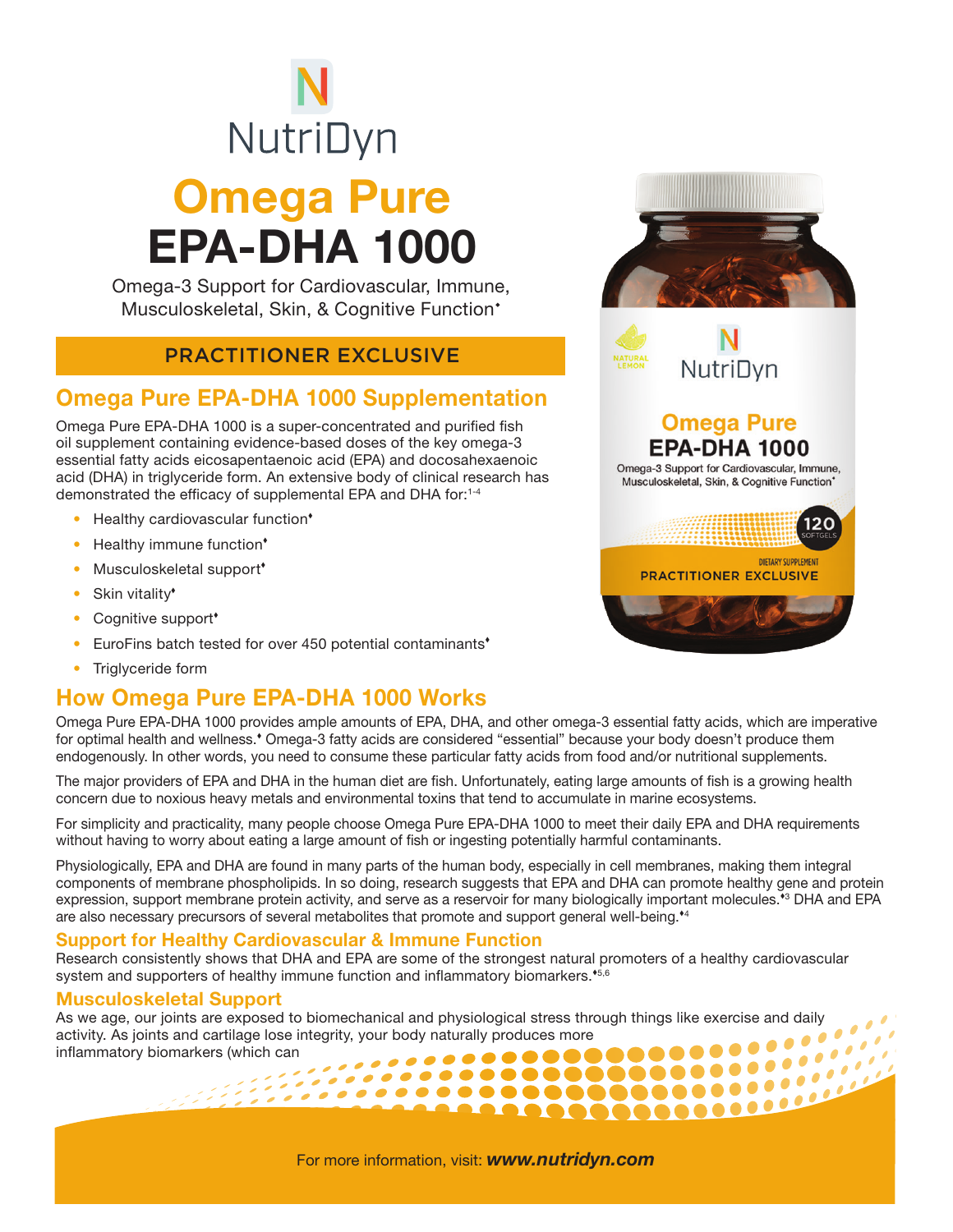# NutriDyn

# Omega Pure EPA-DHA 1000

Omega-3 Support for Cardiovascular, Immune, Musculoskeletal, Skin, & Cognitive Function*

**PRACTITIONER EXCLUSIVE**

## Omega Pure EPA-DHA 1000 Supplementation

Omega Pure EPA-DHA 1000 is a super-concentrated and purified fish oil supplement containing evidence-based doses of the key omega-3 essential fatty acids eicosapentaenoic acid (EPA) and docosahexaenoic acid (DHA) in triglyceride form. An extensive body of clinical research has demonstrated the efficacy of supplemental EPA and DHA for:[1-4]

- Healthy cardiovascular function♦
- Healthy immune function♦
- Musculoskeletal support♦
- Skin vitality♦
- Cognitive support♦
- EuroFins batch tested for over 450 potential contaminants♦
- Triglyceride form

## How Omega Pure EPA-DHA 1000 Works

Omega Pure EPA-DHA 1000 provides ample amounts of EPA, DHA, and other omega-3 essential fatty acids, which are imperative for optimal health and wellness.♦ Omega-3 fatty acids are considered "essential" because your body doesn't produce them endogenously. In other words, you need to consume these particular fatty acids from food and/or nutritional supplements.

The major providers of EPA and DHA in the human diet are fish. Unfortunately, eating large amounts of fish is a growing health concern due to noxious heavy metals and environmental toxins that tend to accumulate in marine ecosystems.

For simplicity and practicality, many people choose Omega Pure EPA-DHA 1000 to meet their daily EPA and DHA requirements without having to worry about eating a large amount of fish or ingesting potentially harmful contaminants.

Physiologically, EPA and DHA are found in many parts of the human body, especially in cell membranes, making them integral components of membrane phospholipids. In so doing, research suggests that EPA and DHA can promote healthy gene and protein expression, support membrane protein activity, and serve as a reservoir for many biologically important molecules.♦[3] DHA and EPA are also necessary precursors of several metabolites that promote and support general well-being.♦[4]

### Support for Healthy Cardiovascular & Immune Function

Research consistently shows that DHA and EPA are some of the strongest natural promoters of a healthy cardiovascular system and supporters of healthy immune function and inflammatory biomarkers.♦[5,6]

### Musculoskeletal Support

As we age, our joints are exposed to biomechanical and physiological stress through things like exercise and daily activity. As joints and cartilage lose integrity, your body naturally produces more inflammatory biomarkers (which can

For more information, visit: ***www.nutridyn.com***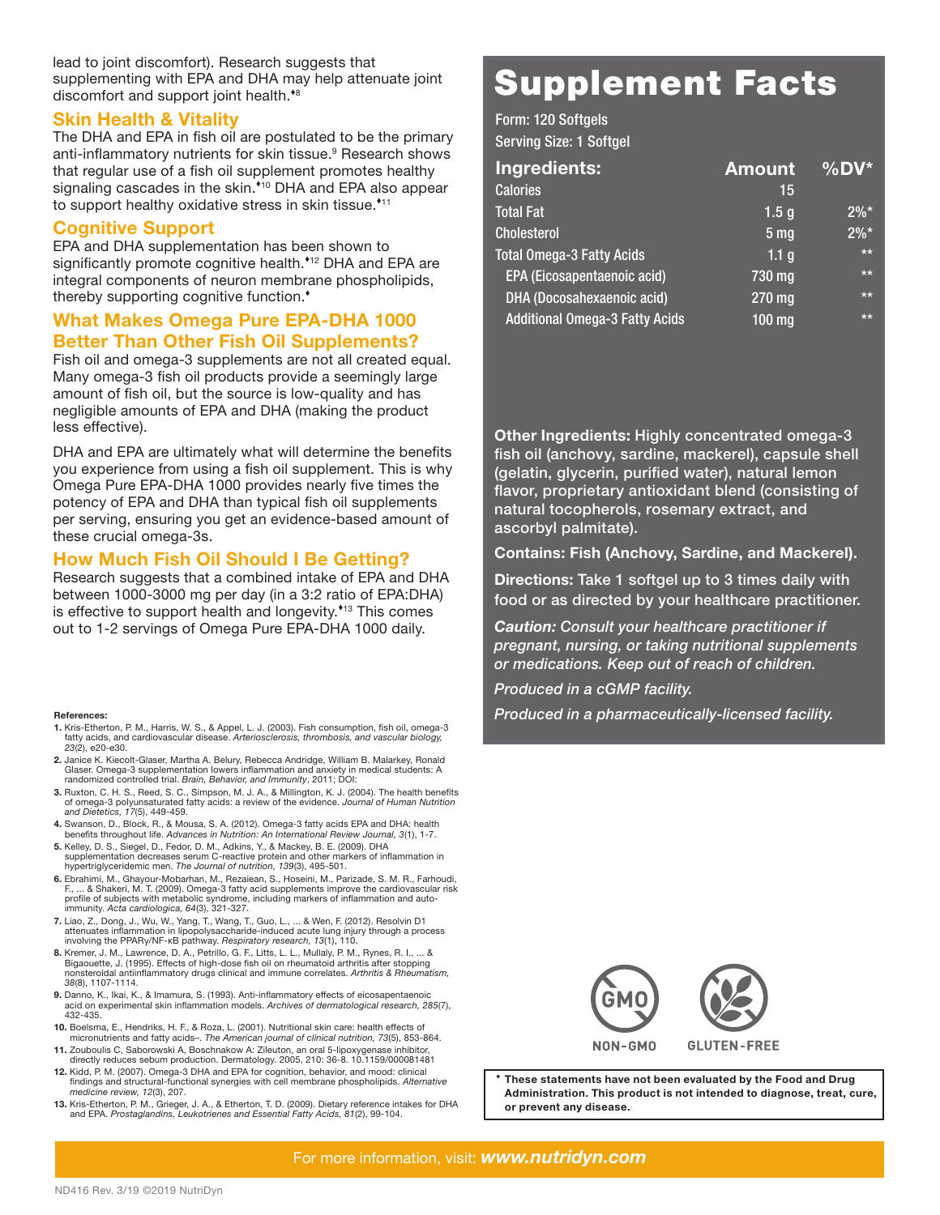lead to joint discomfort). Research suggests that supplementing with EPA and DHA may help attenuate joint discomfort and support joint health.♦[8]

### Skin Health & Vitality

The DHA and EPA in fish oil are postulated to be the primary anti-inflammatory nutrients for skin tissue.[9] Research shows that regular use of a fish oil supplement promotes healthy signaling cascades in the skin.♦[10] DHA and EPA also appear to support healthy oxidative stress in skin tissue.♦[11]

### Cognitive Support

EPA and DHA supplementation has been shown to significantly promote cognitive health.♦[12] DHA and EPA are integral components of neuron membrane phospholipids, thereby supporting cognitive function.♦

### What Makes Omega Pure EPA-DHA 1000 Better Than Other Fish Oil Supplements?

Fish oil and omega-3 supplements are not all created equal. Many omega-3 fish oil products provide a seemingly large amount of fish oil, but the source is low-quality and has negligible amounts of EPA and DHA (making the product less effective).

DHA and EPA are ultimately what will determine the benefits you experience from using a fish oil supplement. This is why Omega Pure EPA-DHA 1000 provides nearly five times the potency of EPA and DHA than typical fish oil supplements per serving, ensuring you get an evidence-based amount of these crucial omega-3s.

### How Much Fish Oil Should I Be Getting?

Research suggests that a combined intake of EPA and DHA between 1000-3000 mg per day (in a 3:2 ratio of EPA:DHA) is effective to support health and longevity.♦[13] This comes out to 1-2 servings of Omega Pure EPA-DHA 1000 daily.

**References:**

1. Kris-Etherton, P. M., Harris, W. S., & Appel, L. J. (2003). Fish consumption, fish oil, omega-3 fatty acids, and cardiovascular disease. *Arteriosclerosis, thrombosis, and vascular biology, 23*(2), e20-e30.
2. Janice K. Kiecolt-Glaser, Martha A. Belury, Rebecca Andridge, William B. Malarkey, Ronald Glaser. Omega-3 supplementation lowers inflammation and anxiety in medical students: A randomized controlled trial. *Brain, Behavior, and Immunity*, 2011; DOI:
3. Ruxton, C. H. S., Reed, S. C., Simpson, M. J. A., & Millington, K. J. (2004). The health benefits of omega-3 polyunsaturated fatty acids: a review of the evidence. *Journal of Human Nutrition and Dietetics, 17*(5), 449-459.
4. Swanson, D., Block, R., & Mousa, S. A. (2012). Omega-3 fatty acids EPA and DHA: health benefits throughout life. *Advances in Nutrition: An International Review Journal, 3*(1), 1-7.
5. Kelley, D. S., Siegel, D., Fedor, D. M., Adkins, Y., & Mackey, B. E. (2009). DHA supplementation decreases serum C-reactive protein and other markers of inflammation in hypertriglyceridemic men. *The Journal of nutrition, 139*(3), 495-501.
6. Ebrahimi, M., Ghayour-Mobarhan, M., Rezaiean, S., Hoseini, M., Parizade, S. M. R., Farhoudi, F., ... & Shakeri, M. T. (2009). Omega-3 fatty acid supplements improve the cardiovascular risk profile of subjects with metabolic syndrome, including markers of inflammation and auto-immunity. *Acta cardiologica, 64*(3), 321-327.
7. Liao, Z., Dong, J., Wu, W., Yang, T., Wang, T., Guo, L., ... & Wen, F. (2012). Resolvin D1 attenuates inflammation in lipopolysaccharide-induced acute lung injury through a process involving the PPARγ/NF-κB pathway. *Respiratory research, 13*(1), 110.
8. Kremer, J. M., Lawrence, D. A., Petrillo, G. F., Litts, L. L., Mullaly, P. M., Rynes, R. I., ... & Bigaouette, J. (1995). Effects of high-dose fish oil on rheumatoid arthritis after stopping nonsteroidal antiinflammatory drugs clinical and immune correlates. *Arthritis & Rheumatism, 38*(8), 1107-1114.
9. Danno, K., Ikai, K., & Imamura, S. (1993). Anti-inflammatory effects of eicosapentaenoic acid on experimental skin inflammation models. *Archives of dermatological research, 285*(7), 432-435.
10. Boelsma, E., Hendriks, H. F., & Roza, L. (2001). Nutritional skin care: health effects of micronutrients and fatty acids–. *The American journal of clinical nutrition, 73*(5), 853-864.
11. Zouboulis C, Saborowski A, Boschnakow A: Zileuton, an oral 5-lipoxygenase inhibitor, directly reduces sebum production. Dermatology. 2005, 210: 36-8. 10.1159/000081481
12. Kidd, P. M. (2007). Omega-3 DHA and EPA for cognition, behavior, and mood: clinical findings and structural-functional synergies with cell membrane phospholipids. *Alternative medicine review, 12*(3), 207.
13. Kris-Etherton, P. M., Grieger, J. A., & Etherton, T. D. (2009). Dietary reference intakes for DHA and EPA. *Prostaglandins, Leukotrienes and Essential Fatty Acids, 81*(2), 99-104.

## Supplement Facts

Form: 120 Softgels

Serving Size: 1 Softgel

| Ingredients: | Amount | %DV* |
|---|---|---|
| Calories | 15 | |
| Total Fat | 1.5 g | 2%* |
| Cholesterol | 5 mg | 2%* |
| Total Omega-3 Fatty Acids | 1.1 g | ** |
| EPA (Eicosapentaenoic acid) | 730 mg | ** |
| DHA (Docosahexaenoic acid) | 270 mg | ** |
| Additional Omega-3 Fatty Acids | 100 mg | ** |

**Other Ingredients:** Highly concentrated omega-3 fish oil (anchovy, sardine, mackerel), capsule shell (gelatin, glycerin, purified water), natural lemon flavor, proprietary antioxidant blend (consisting of natural tocopherols, rosemary extract, and ascorbyl palmitate).

**Contains: Fish (Anchovy, Sardine, and Mackerel).**

**Directions:** Take 1 softgel up to 3 times daily with food or as directed by your healthcare practitioner.

***Caution:*** *Consult your healthcare practitioner if pregnant, nursing, or taking nutritional supplements or medications. Keep out of reach of children.*

*Produced in a cGMP facility.*

*Produced in a pharmaceutically-licensed facility.*

NON-GMO

GLUTEN-FREE

**♦ These statements have not been evaluated by the Food and Drug Administration. This product is not intended to diagnose, treat, cure, or prevent any disease.**

For more information, visit: ***www.nutridyn.com***

ND416 Rev. 3/19 ©2019 NutriDyn